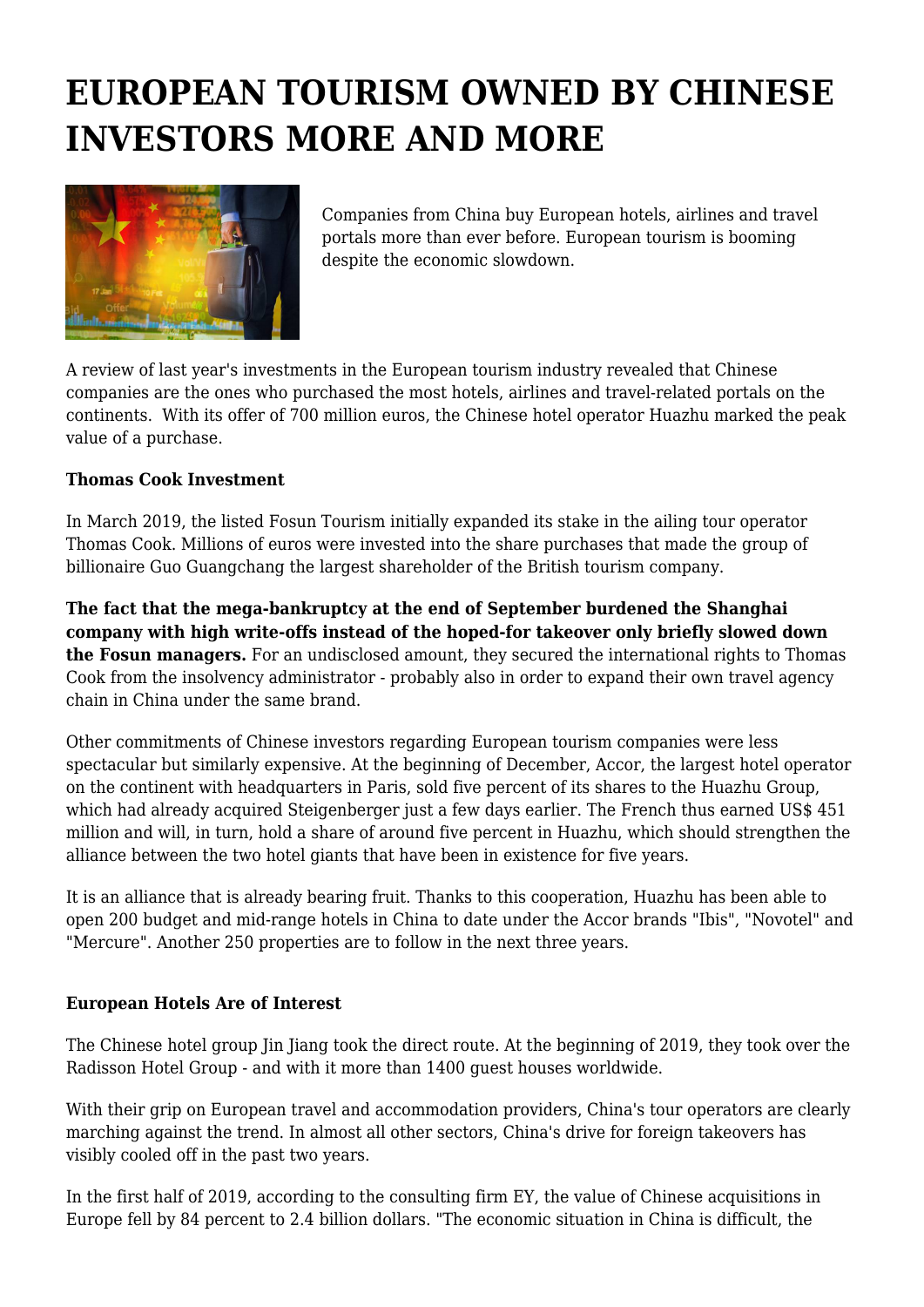# EUROPEAN TOURISM OWNED BY CHINESE INVESTORS MORE AND MORE

Companies from China buy European hotels, airlines and travel portals more than ever before. European tourism is booming despite the economic slowdown.

A review of last year's investments in the European tourism industry revealed that Chinese companies are the ones who purchased the most hotels, airlines and travel-related portals on the continents. With its offer of 700 million euros, the Chinese hotel operator Huazhu marked the peak value of a purchase.

**Thomas Cook Investment**

In March 2019, the listed Fosun Tourism initially expanded its stake in the ailing tour operator Thomas Cook. Millions of euros were invested into the share purchases that made the group of billionaire Guo Guangchang the largest shareholder of the British tourism company.

**The fact that the mega-bankruptcy at the end of September burdened the Shanghai company with high write-offs instead of the hoped-for takeover only briefly slowed down the Fosun managers.** For an undisclosed amount, they secured the international rights to Thomas Cook from the insolvency administrator - probably also in order to expand their own travel agency chain in China under the same brand.

Other commitments of Chinese investors regarding European tourism companies were less spectacular but similarly expensive. At the beginning of December, Accor, the largest hotel operator on the continent with headquarters in Paris, sold five percent of its shares to the Huazhu Group, which had already acquired Steigenberger just a few days earlier. The French thus earned US$ 451 million and will, in turn, hold a share of around five percent in Huazhu, which should strengthen the alliance between the two hotel giants that have been in existence for five years.

It is an alliance that is already bearing fruit. Thanks to this cooperation, Huazhu has been able to open 200 budget and mid-range hotels in China to date under the Accor brands "Ibis", "Novotel" and "Mercure". Another 250 properties are to follow in the next three years.

**European Hotels Are of Interest**

The Chinese hotel group Jin Jiang took the direct route. At the beginning of 2019, they took over the Radisson Hotel Group - and with it more than 1400 guest houses worldwide.

With their grip on European travel and accommodation providers, China's tour operators are clearly marching against the trend. In almost all other sectors, China's drive for foreign takeovers has visibly cooled off in the past two years.

In the first half of 2019, according to the consulting firm EY, the value of Chinese acquisitions in Europe fell by 84 percent to 2.4 billion dollars. "The economic situation in China is difficult, the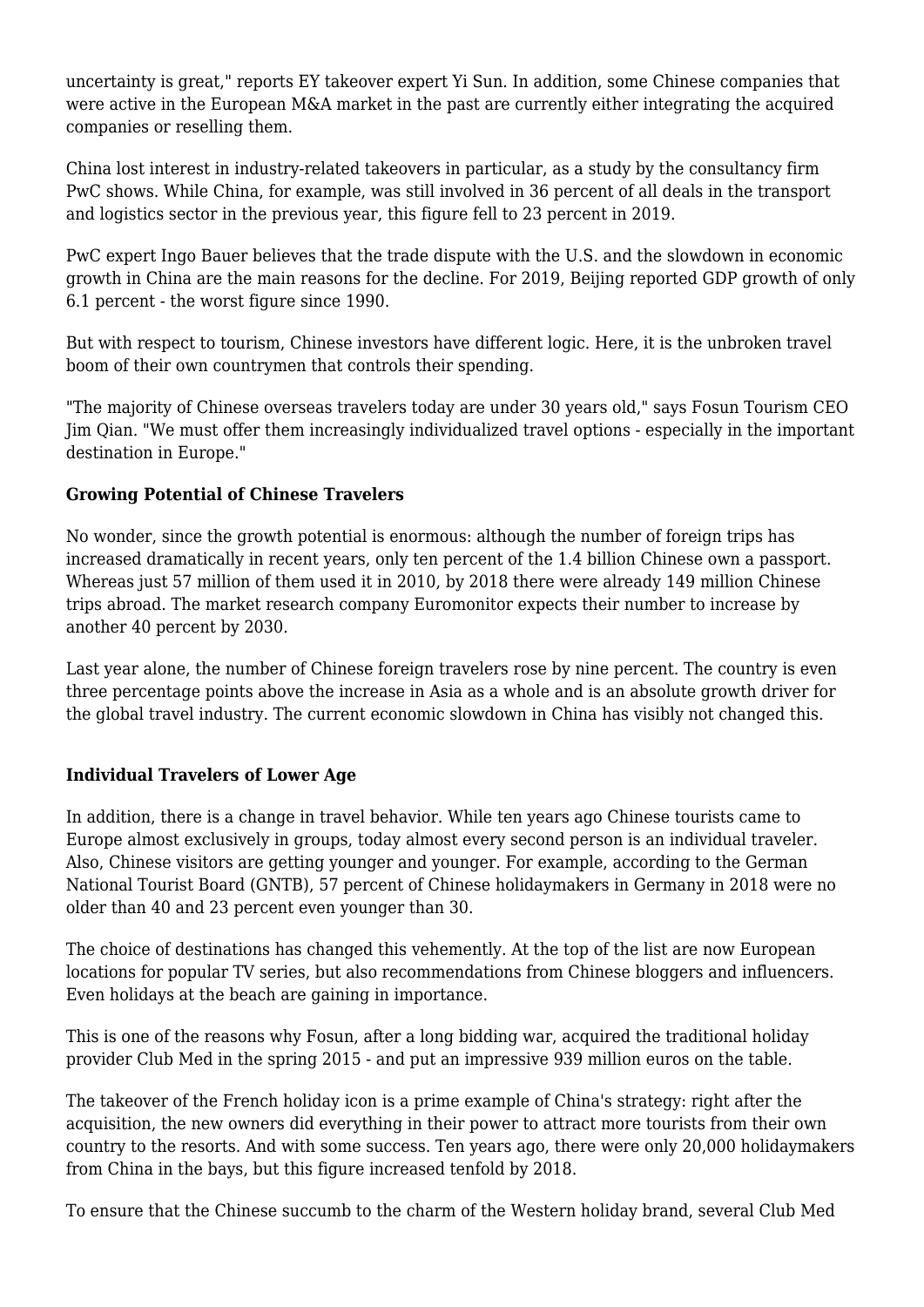uncertainty is great," reports EY takeover expert Yi Sun. In addition, some Chinese companies that were active in the European M&A market in the past are currently either integrating the acquired companies or reselling them.

China lost interest in industry-related takeovers in particular, as a study by the consultancy firm PwC shows. While China, for example, was still involved in 36 percent of all deals in the transport and logistics sector in the previous year, this figure fell to 23 percent in 2019.

PwC expert Ingo Bauer believes that the trade dispute with the U.S. and the slowdown in economic growth in China are the main reasons for the decline. For 2019, Beijing reported GDP growth of only 6.1 percent - the worst figure since 1990.

But with respect to tourism, Chinese investors have different logic. Here, it is the unbroken travel boom of their own countrymen that controls their spending.

"The majority of Chinese overseas travelers today are under 30 years old," says Fosun Tourism CEO Jim Qian. "We must offer them increasingly individualized travel options - especially in the important destination in Europe."

**Growing Potential of Chinese Travelers**

No wonder, since the growth potential is enormous: although the number of foreign trips has increased dramatically in recent years, only ten percent of the 1.4 billion Chinese own a passport. Whereas just 57 million of them used it in 2010, by 2018 there were already 149 million Chinese trips abroad. The market research company Euromonitor expects their number to increase by another 40 percent by 2030.

Last year alone, the number of Chinese foreign travelers rose by nine percent. The country is even three percentage points above the increase in Asia as a whole and is an absolute growth driver for the global travel industry. The current economic slowdown in China has visibly not changed this.

**Individual Travelers of Lower Age**

In addition, there is a change in travel behavior. While ten years ago Chinese tourists came to Europe almost exclusively in groups, today almost every second person is an individual traveler. Also, Chinese visitors are getting younger and younger. For example, according to the German National Tourist Board (GNTB), 57 percent of Chinese holidaymakers in Germany in 2018 were no older than 40 and 23 percent even younger than 30.

The choice of destinations has changed this vehemently. At the top of the list are now European locations for popular TV series, but also recommendations from Chinese bloggers and influencers. Even holidays at the beach are gaining in importance.

This is one of the reasons why Fosun, after a long bidding war, acquired the traditional holiday provider Club Med in the spring 2015 - and put an impressive 939 million euros on the table.

The takeover of the French holiday icon is a prime example of China's strategy: right after the acquisition, the new owners did everything in their power to attract more tourists from their own country to the resorts. And with some success. Ten years ago, there were only 20,000 holidaymakers from China in the bays, but this figure increased tenfold by 2018.

To ensure that the Chinese succumb to the charm of the Western holiday brand, several Club Med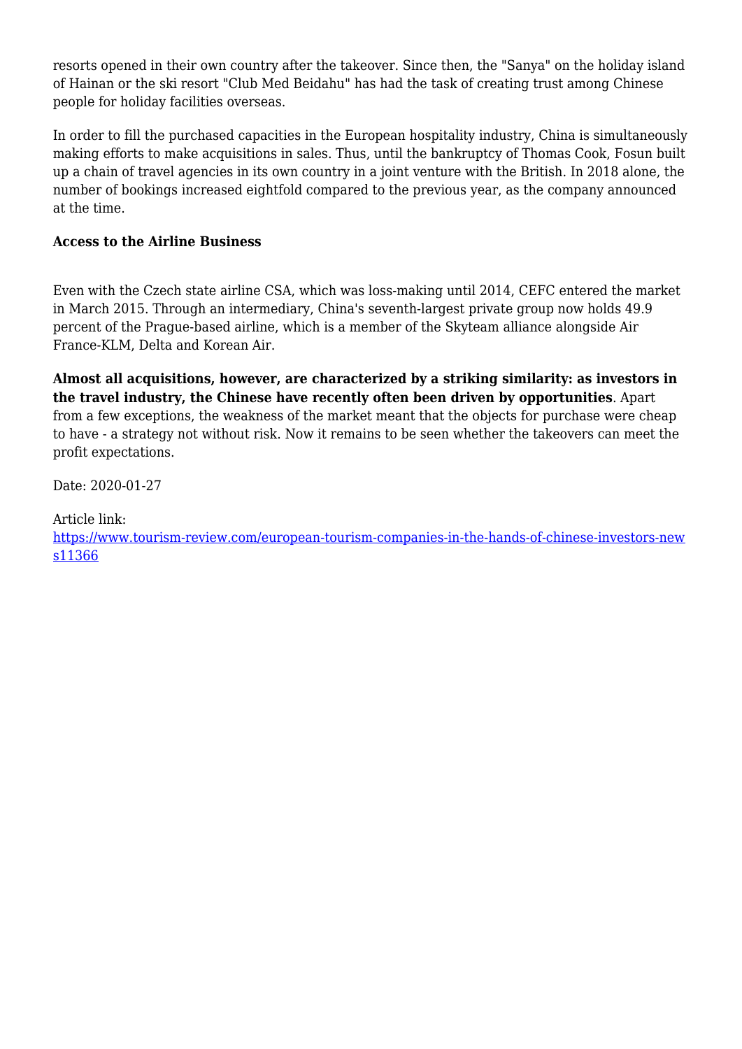resorts opened in their own country after the takeover. Since then, the "Sanya" on the holiday island of Hainan or the ski resort "Club Med Beidahu" has had the task of creating trust among Chinese people for holiday facilities overseas.

In order to fill the purchased capacities in the European hospitality industry, China is simultaneously making efforts to make acquisitions in sales. Thus, until the bankruptcy of Thomas Cook, Fosun built up a chain of travel agencies in its own country in a joint venture with the British. In 2018 alone, the number of bookings increased eightfold compared to the previous year, as the company announced at the time.

**Access to the Airline Business**

Even with the Czech state airline CSA, which was loss-making until 2014, CEFC entered the market in March 2015. Through an intermediary, China's seventh-largest private group now holds 49.9 percent of the Prague-based airline, which is a member of the Skyteam alliance alongside Air France-KLM, Delta and Korean Air.

**Almost all acquisitions, however, are characterized by a striking similarity: as investors in the travel industry, the Chinese have recently often been driven by opportunities**. Apart from a few exceptions, the weakness of the market meant that the objects for purchase were cheap to have - a strategy not without risk. Now it remains to be seen whether the takeovers can meet the profit expectations.

Date: 2020-01-27

Article link:
[https://www.tourism-review.com/european-tourism-companies-in-the-hands-of-chinese-investors-news11366](https://www.tourism-review.com/european-tourism-companies-in-the-hands-of-chinese-investors-news11366)